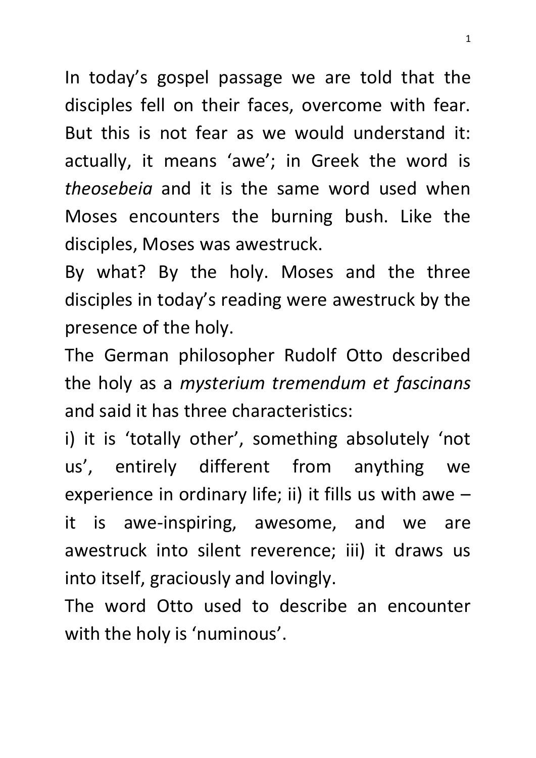In today's gospel passage we are told that the disciples fell on their faces, overcome with fear. But this is not fear as we would understand it: actually, it means 'awe'; in Greek the word is *theosebeia* and it is the same word used when Moses encounters the burning bush. Like the disciples, Moses was awestruck.

By what? By the holy. Moses and the three disciples in today's reading were awestruck by the presence of the holy.

The German philosopher Rudolf Otto described the holy as a *mysterium tremendum et fascinans* and said it has three characteristics:

i) it is 'totally other', something absolutely 'not us', entirely different from anything we experience in ordinary life; ii) it fills us with awe – it is awe-inspiring, awesome, and we are awestruck into silent reverence; iii) it draws us into itself, graciously and lovingly.

The word Otto used to describe an encounter with the holy is 'numinous'.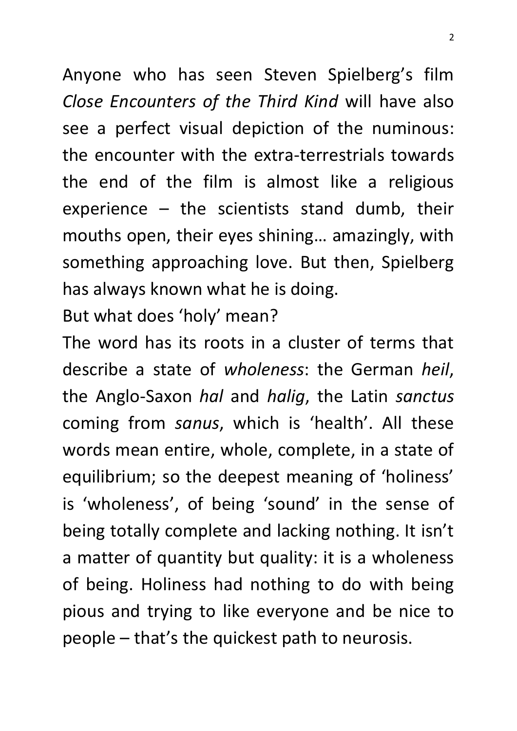Anyone who has seen Steven Spielberg's film *Close Encounters of the Third Kind* will have also see a perfect visual depiction of the numinous: the encounter with the extra-terrestrials towards the end of the film is almost like a religious experience – the scientists stand dumb, their mouths open, their eyes shining… amazingly, with something approaching love. But then, Spielberg has always known what he is doing.

But what does 'holy' mean?

The word has its roots in a cluster of terms that describe a state of *wholeness*: the German *heil*, the Anglo-Saxon *hal* and *halig*, the Latin *sanctus* coming from *sanus*, which is 'health'. All these words mean entire, whole, complete, in a state of equilibrium; so the deepest meaning of 'holiness' is 'wholeness', of being 'sound' in the sense of being totally complete and lacking nothing. It isn't a matter of quantity but quality: it is a wholeness of being. Holiness had nothing to do with being pious and trying to like everyone and be nice to people – that's the quickest path to neurosis.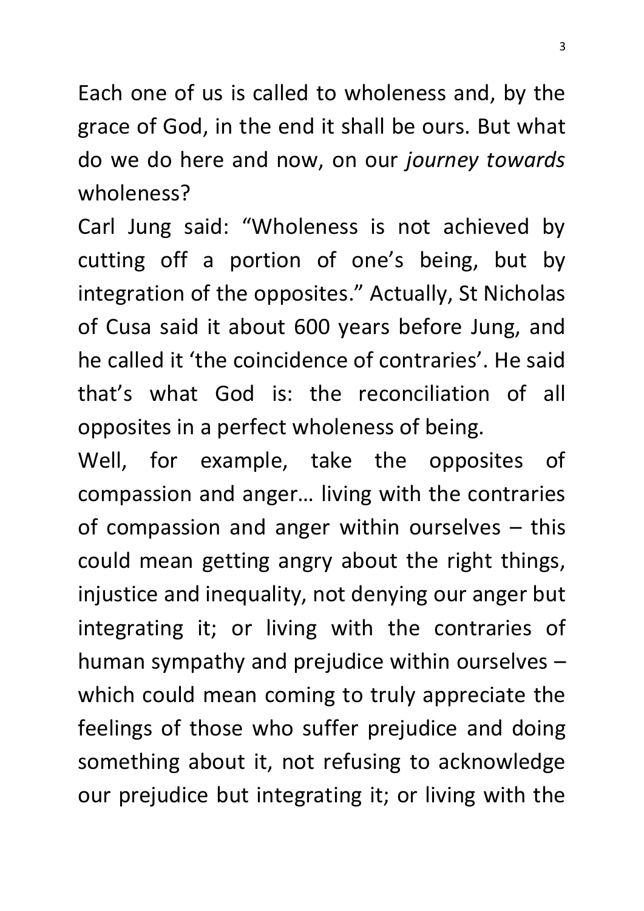Each one of us is called to wholeness and, by the grace of God, in the end it shall be ours. But what do we do here and now, on our *journey towards* wholeness?

Carl Jung said: “Wholeness is not achieved by cutting off a portion of one’s being, but by integration of the opposites.” Actually, St Nicholas of Cusa said it about 600 years before Jung, and he called it ‘the coincidence of contraries’. He said that’s what God is: the reconciliation of all opposites in a perfect wholeness of being.

Well, for example, take the opposites of compassion and anger… living with the contraries of compassion and anger within ourselves – this could mean getting angry about the right things, injustice and inequality, not denying our anger but integrating it; or living with the contraries of human sympathy and prejudice within ourselves – which could mean coming to truly appreciate the feelings of those who suffer prejudice and doing something about it, not refusing to acknowledge our prejudice but integrating it; or living with the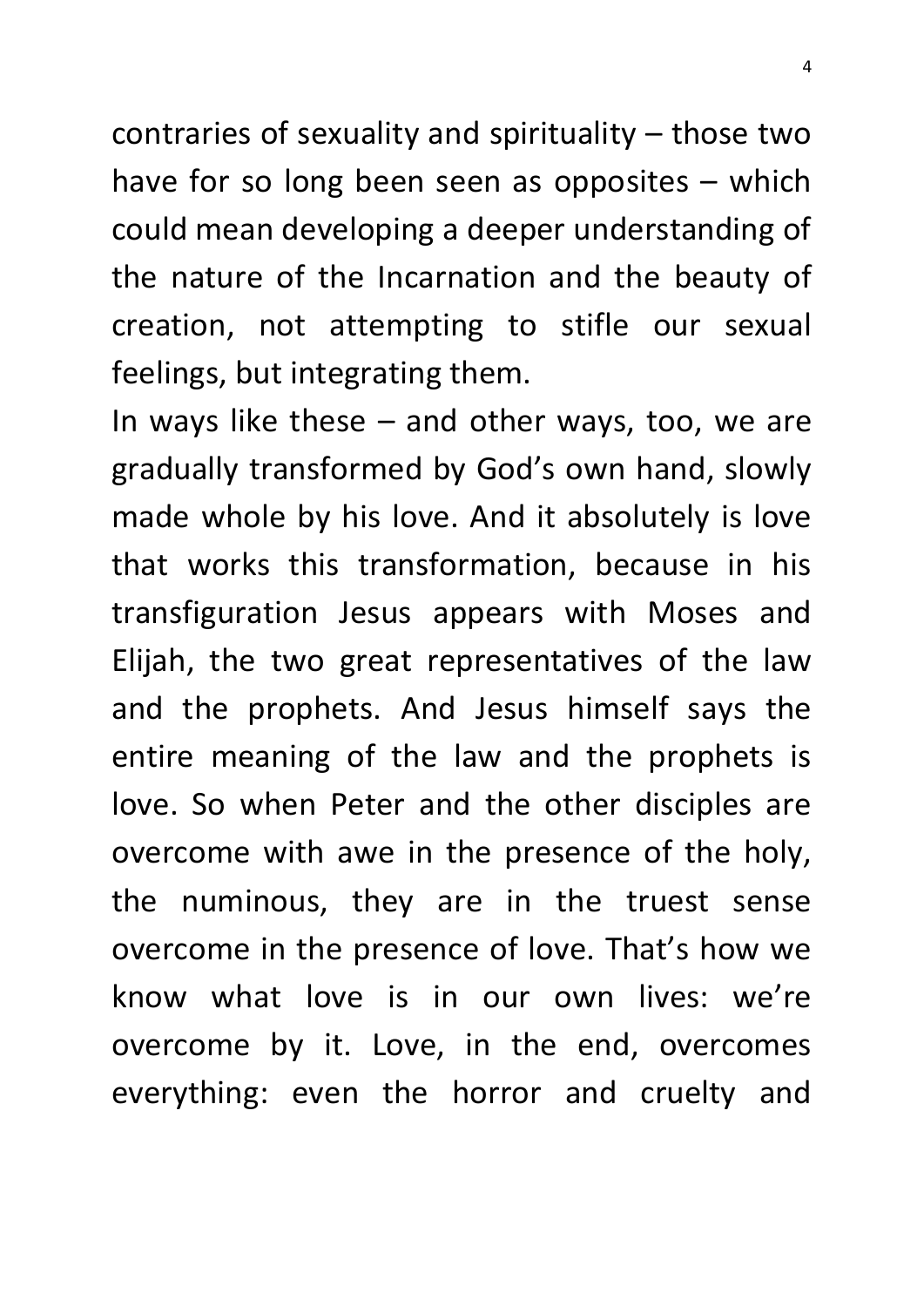contraries of sexuality and spirituality – those two have for so long been seen as opposites – which could mean developing a deeper understanding of the nature of the Incarnation and the beauty of creation, not attempting to stifle our sexual feelings, but integrating them.

In ways like these – and other ways, too, we are gradually transformed by God's own hand, slowly made whole by his love. And it absolutely is love that works this transformation, because in his transfiguration Jesus appears with Moses and Elijah, the two great representatives of the law and the prophets. And Jesus himself says the entire meaning of the law and the prophets is love. So when Peter and the other disciples are overcome with awe in the presence of the holy, the numinous, they are in the truest sense overcome in the presence of love. That's how we know what love is in our own lives: we're overcome by it. Love, in the end, overcomes everything: even the horror and cruelty and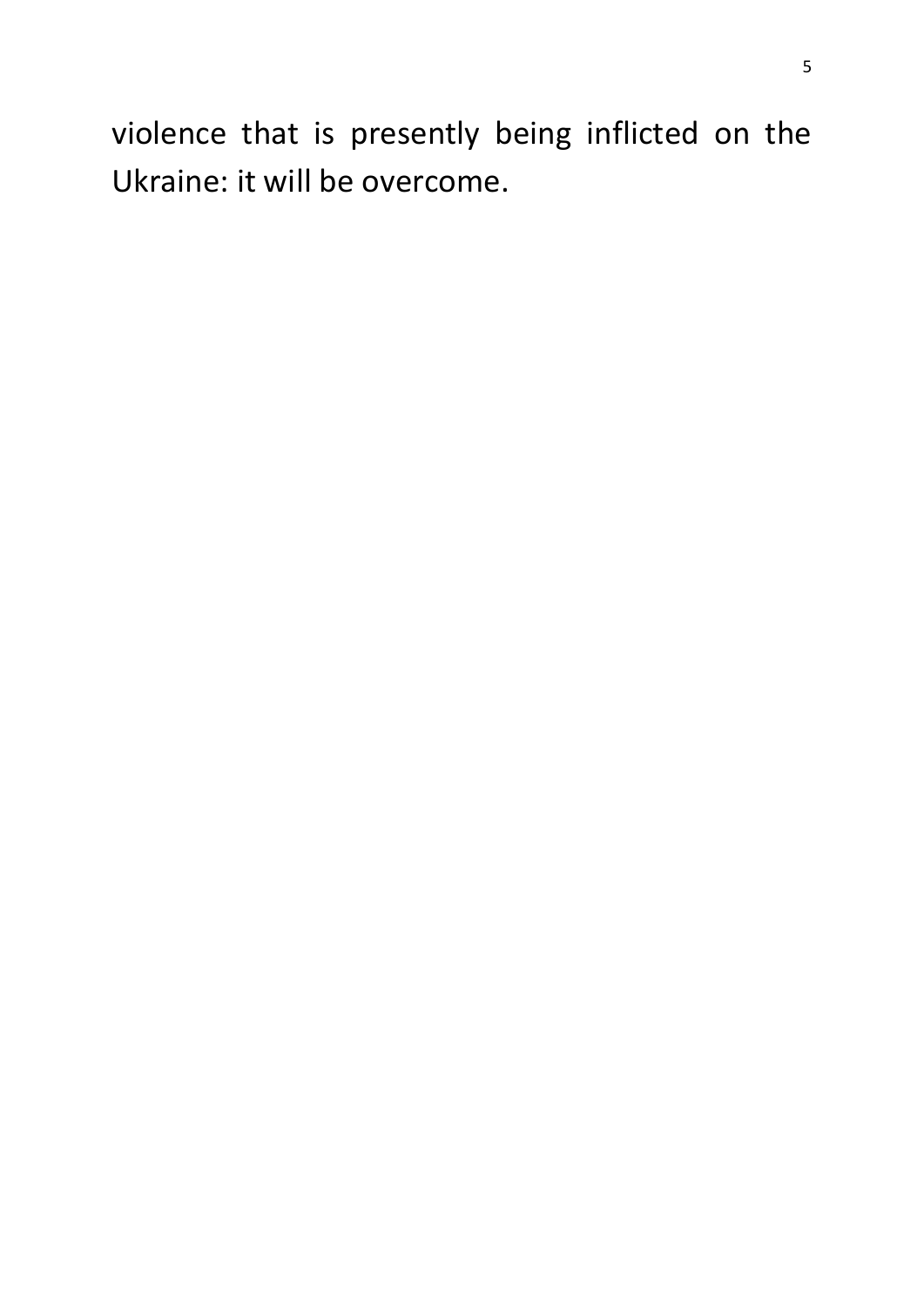violence that is presently being inflicted on the Ukraine: it will be overcome.